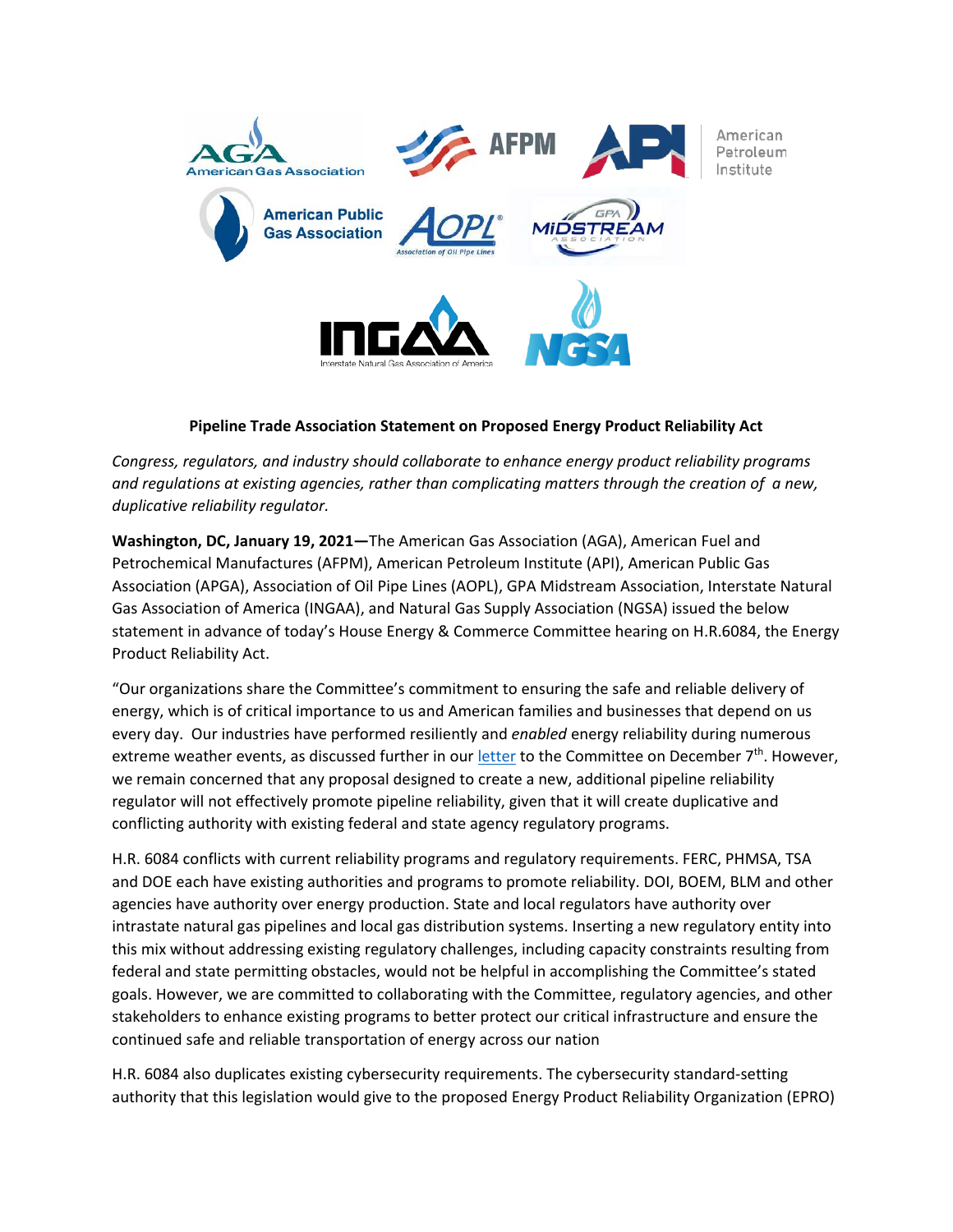**Pipeline Trade Association Statement on Proposed Energy Product Reliability Act**

*Congress, regulators, and industry should collaborate to enhance energy product reliability programs and regulations at existing agencies, rather than complicating matters through the creation of a new, duplicative reliability regulator.*

**Washington, DC, January 19, 2021—**The American Gas Association (AGA), American Fuel and Petrochemical Manufactures (AFPM), American Petroleum Institute (API), American Public Gas Association (APGA), Association of Oil Pipe Lines (AOPL), GPA Midstream Association, Interstate Natural Gas Association of America (INGAA), and Natural Gas Supply Association (NGSA) issued the below statement in advance of today's House Energy & Commerce Committee hearing on H.R.6084, the Energy Product Reliability Act.

"Our organizations share the Committee's commitment to ensuring the safe and reliable delivery of energy, which is of critical importance to us and American families and businesses that depend on us every day. Our industries have performed resiliently and *enabled* energy reliability during numerous extreme weather events, as discussed further in our letter to the Committee on December 7th. However, we remain concerned that any proposal designed to create a new, additional pipeline reliability regulator will not effectively promote pipeline reliability, given that it will create duplicative and conflicting authority with existing federal and state agency regulatory programs.

H.R. 6084 conflicts with current reliability programs and regulatory requirements. FERC, PHMSA, TSA and DOE each have existing authorities and programs to promote reliability. DOI, BOEM, BLM and other agencies have authority over energy production. State and local regulators have authority over intrastate natural gas pipelines and local gas distribution systems. Inserting a new regulatory entity into this mix without addressing existing regulatory challenges, including capacity constraints resulting from federal and state permitting obstacles, would not be helpful in accomplishing the Committee's stated goals. However, we are committed to collaborating with the Committee, regulatory agencies, and other stakeholders to enhance existing programs to better protect our critical infrastructure and ensure the continued safe and reliable transportation of energy across our nation

H.R. 6084 also duplicates existing cybersecurity requirements. The cybersecurity standard-setting authority that this legislation would give to the proposed Energy Product Reliability Organization (EPRO)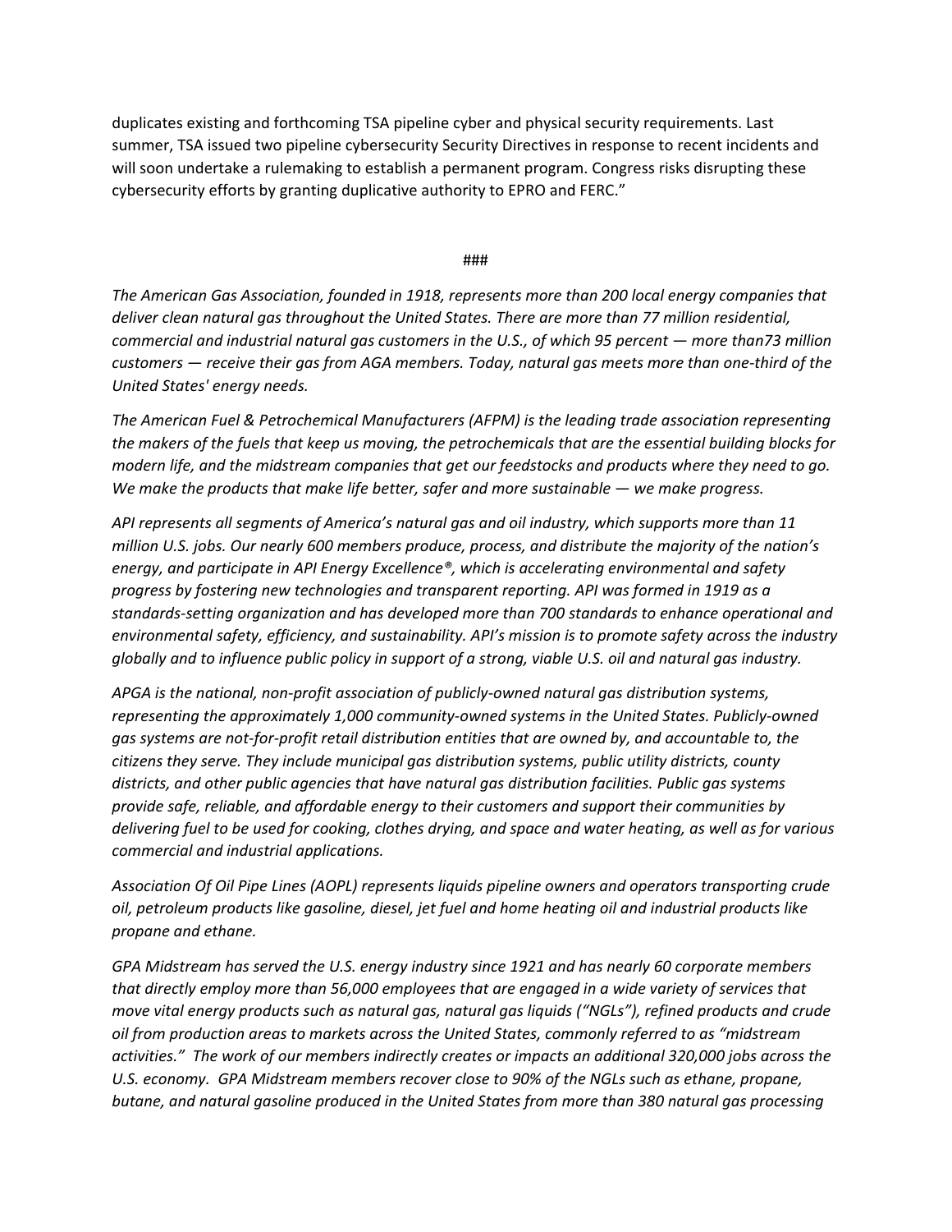duplicates existing and forthcoming TSA pipeline cyber and physical security requirements. Last summer, TSA issued two pipeline cybersecurity Security Directives in response to recent incidents and will soon undertake a rulemaking to establish a permanent program. Congress risks disrupting these cybersecurity efforts by granting duplicative authority to EPRO and FERC."

###

*The American Gas Association, founded in 1918, represents more than 200 local energy companies that deliver clean natural gas throughout the United States. There are more than 77 million residential, commercial and industrial natural gas customers in the U.S., of which 95 percent — more than73 million customers — receive their gas from AGA members. Today, natural gas meets more than one-third of the United States' energy needs.*

*The American Fuel & Petrochemical Manufacturers (AFPM) is the leading trade association representing the makers of the fuels that keep us moving, the petrochemicals that are the essential building blocks for modern life, and the midstream companies that get our feedstocks and products where they need to go. We make the products that make life better, safer and more sustainable — we make progress.*

*API represents all segments of America's natural gas and oil industry, which supports more than 11 million U.S. jobs. Our nearly 600 members produce, process, and distribute the majority of the nation's energy, and participate in API Energy Excellence®, which is accelerating environmental and safety progress by fostering new technologies and transparent reporting. API was formed in 1919 as a standards-setting organization and has developed more than 700 standards to enhance operational and environmental safety, efficiency, and sustainability. API's mission is to promote safety across the industry globally and to influence public policy in support of a strong, viable U.S. oil and natural gas industry.*

*APGA is the national, non-profit association of publicly-owned natural gas distribution systems, representing the approximately 1,000 community-owned systems in the United States. Publicly-owned gas systems are not-for-profit retail distribution entities that are owned by, and accountable to, the citizens they serve. They include municipal gas distribution systems, public utility districts, county districts, and other public agencies that have natural gas distribution facilities. Public gas systems provide safe, reliable, and affordable energy to their customers and support their communities by delivering fuel to be used for cooking, clothes drying, and space and water heating, as well as for various commercial and industrial applications.*

*Association Of Oil Pipe Lines (AOPL) represents liquids pipeline owners and operators transporting crude oil, petroleum products like gasoline, diesel, jet fuel and home heating oil and industrial products like propane and ethane.*

*GPA Midstream has served the U.S. energy industry since 1921 and has nearly 60 corporate members that directly employ more than 56,000 employees that are engaged in a wide variety of services that move vital energy products such as natural gas, natural gas liquids ("NGLs"), refined products and crude oil from production areas to markets across the United States, commonly referred to as "midstream activities." The work of our members indirectly creates or impacts an additional 320,000 jobs across the U.S. economy. GPA Midstream members recover close to 90% of the NGLs such as ethane, propane, butane, and natural gasoline produced in the United States from more than 380 natural gas processing*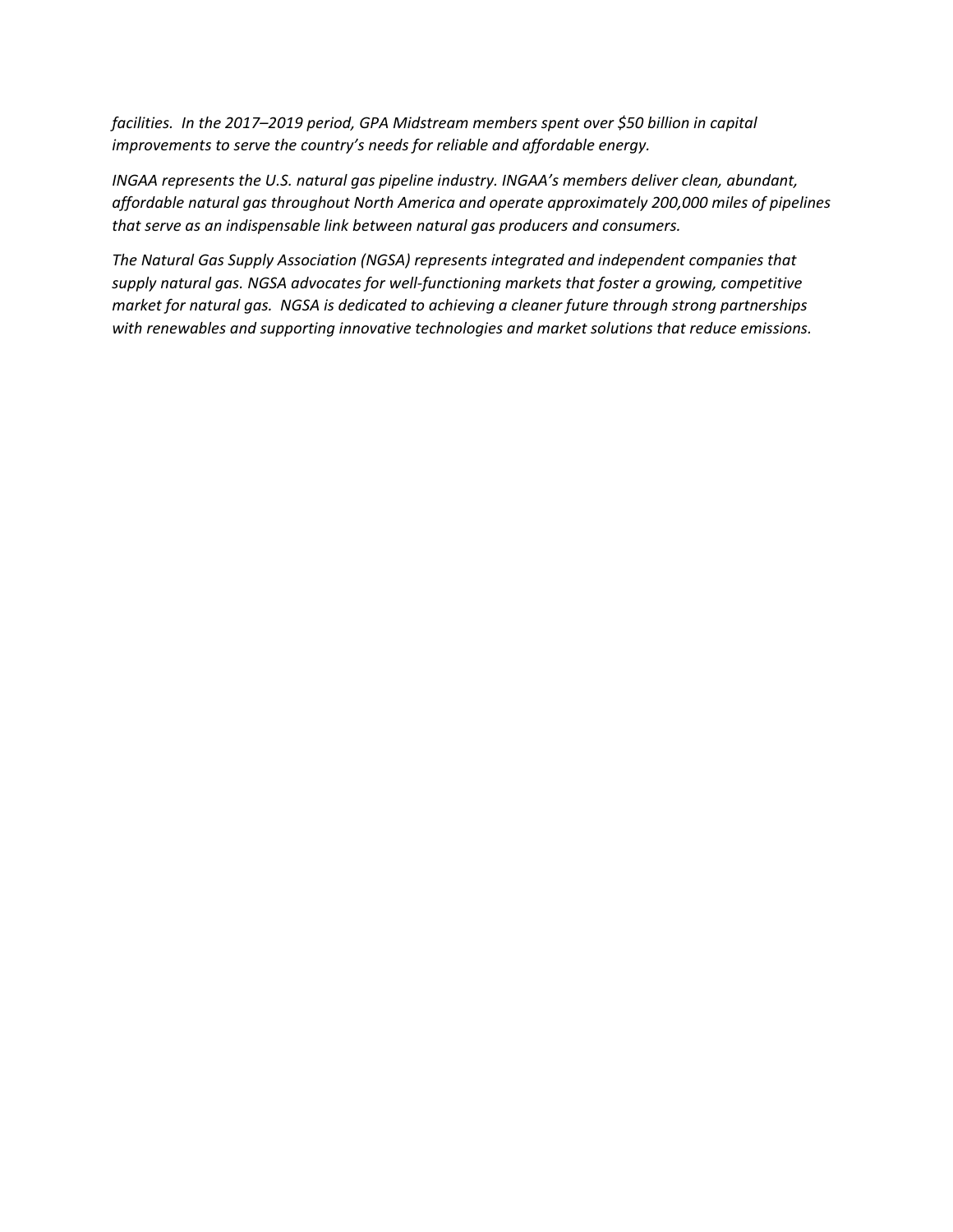*facilities. In the 2017–2019 period, GPA Midstream members spent over $50 billion in capital improvements to serve the country's needs for reliable and affordable energy.*

*INGAA represents the U.S. natural gas pipeline industry. INGAA's members deliver clean, abundant, affordable natural gas throughout North America and operate approximately 200,000 miles of pipelines that serve as an indispensable link between natural gas producers and consumers.*

*The Natural Gas Supply Association (NGSA) represents integrated and independent companies that supply natural gas. NGSA advocates for well-functioning markets that foster a growing, competitive market for natural gas. NGSA is dedicated to achieving a cleaner future through strong partnerships with renewables and supporting innovative technologies and market solutions that reduce emissions.*